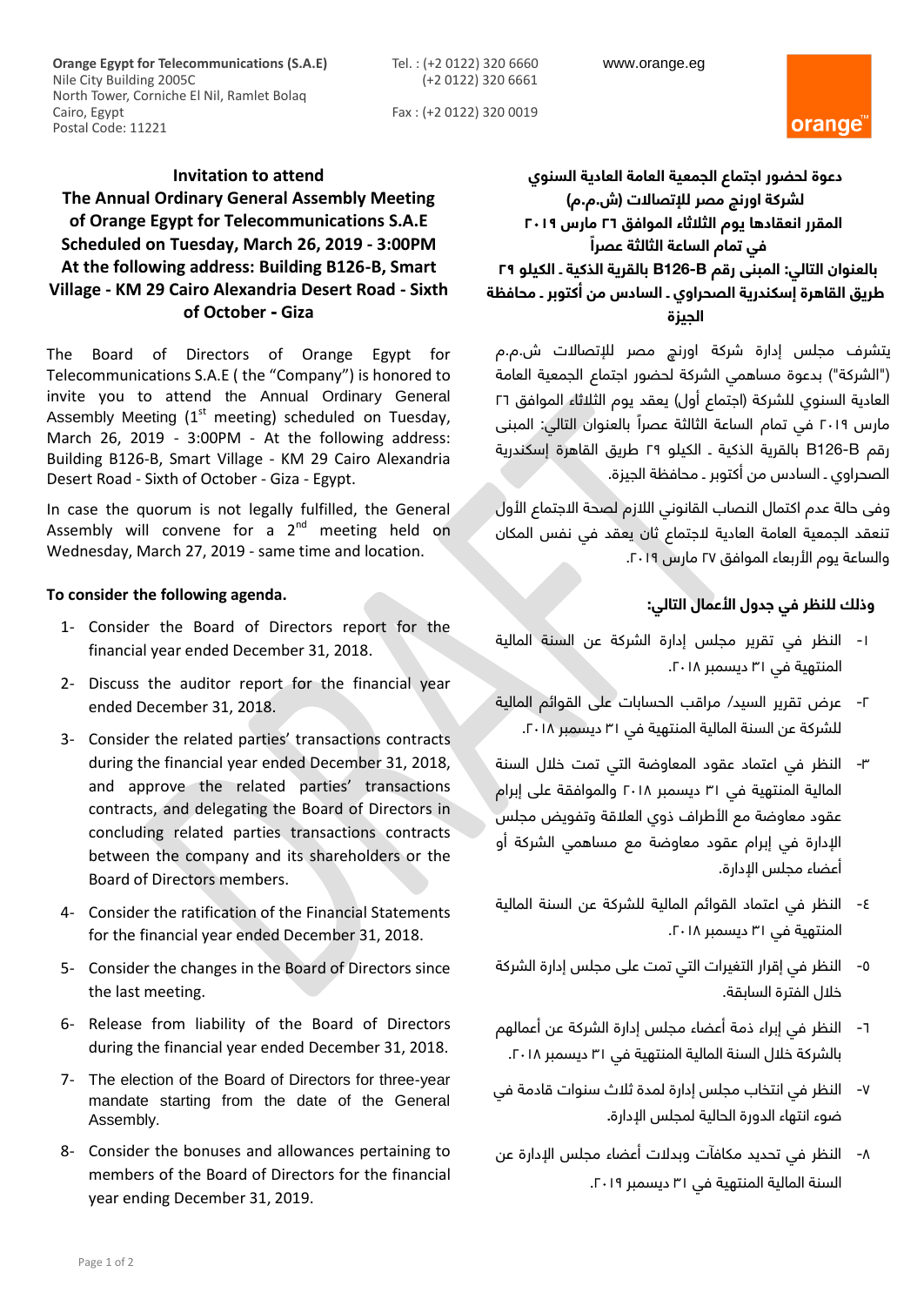**Orange Egypt for Telecommunications (S.A.E)**
Nile City Building 2005C
North Tower, Corniche El Nil, Ramlet Bolaq
Cairo, Egypt
Postal Code: 11221

Tel. : (+2 0122) 320 6660
(+2 0122) 320 6661

Fax : (+2 0122) 320 0019

www.orange.eg

orange™

## Invitation to attend The Annual Ordinary General Assembly Meeting of Orange Egypt for Telecommunications S.A.E Scheduled on Tuesday, March 26, 2019 - 3:00PM At the following address: Building B126-B, Smart Village - KM 29 Cairo Alexandria Desert Road - Sixth of October - Giza

The Board of Directors of Orange Egypt for Telecommunications S.A.E ( the "Company") is honored to invite you to attend the Annual Ordinary General Assembly Meeting (1st meeting) scheduled on Tuesday, March 26, 2019 - 3:00PM - At the following address: Building B126-B, Smart Village - KM 29 Cairo Alexandria Desert Road - Sixth of October - Giza - Egypt.

In case the quorum is not legally fulfilled, the General Assembly will convene for a 2nd meeting held on Wednesday, March 27, 2019 - same time and location.

**To consider the following agenda.**

1- Consider the Board of Directors report for the financial year ended December 31, 2018.
2- Discuss the auditor report for the financial year ended December 31, 2018.
3- Consider the related parties' transactions contracts during the financial year ended December 31, 2018, and approve the related parties' transactions contracts, and delegating the Board of Directors in concluding related parties transactions contracts between the company and its shareholders or the Board of Directors members.
4- Consider the ratification of the Financial Statements for the financial year ended December 31, 2018.
5- Consider the changes in the Board of Directors since the last meeting.
6- Release from liability of the Board of Directors during the financial year ended December 31, 2018.
7- The election of the Board of Directors for three-year mandate starting from the date of the General Assembly.
8- Consider the bonuses and allowances pertaining to members of the Board of Directors for the financial year ending December 31, 2019.

## دعوة لحضور اجتماع الجمعية العامة العادية السنوي لشركة اورنج مصر للإتصالات (ش.م.م) المقرر انعقادها يوم الثلاثاء الموافق ٢٦ مارس ٢٠١٩ في تمام الساعة الثالثة عصراً بالعنوان التالي: المبنى رقم B126-B بالقرية الذكية ـ الكيلو ٢٩ طريق القاهرة إسكندرية الصحراوي ـ السادس من أكتوبر ـ محافظة الجيزة

يتشرف مجلس إدارة شركة اورنج مصر للإتصالات ش.م.م ("الشركة") بدعوة مساهمي الشركة لحضور اجتماع الجمعية العامة العادية السنوي للشركة (اجتماع أول) يعقد يوم الثلاثاء الموافق ٢٦ مارس ٢٠١٩ في تمام الساعة الثالثة عصراً بالعنوان التالي: المبنى رقم B126-B بالقرية الذكية ـ الكيلو ٢٩ طريق القاهرة إسكندرية الصحراوي ـ السادس من أكتوبر ـ محافظة الجيزة.

وفى حالة عدم اكتمال النصاب القانوني اللازم لصحة الاجتماع الأول تنعقد الجمعية العامة العادية لاجتماع ثان يعقد في نفس المكان والساعة يوم الأربعاء الموافق ٢٧ مارس ٢٠١٩.

**وذلك للنظر في جدول الأعمال التالي:**

١- النظر في تقرير مجلس إدارة الشركة عن السنة المالية المنتهية في ٣١ ديسمبر ٢٠١٨.
٢- عرض تقرير السيد/ مراقب الحسابات على القوائم المالية للشركة عن السنة المالية المنتهية في ٣١ ديسمبر ٢٠١٨.
٣- النظر في اعتماد عقود المعاوضة التي تمت خلال السنة المالية المنتهية في ٣١ ديسمبر ٢٠١٨ والموافقة على إبرام عقود معاوضة مع الأطراف ذوي العلاقة وتفويض مجلس الإدارة في إبرام عقود معاوضة مع مساهمي الشركة أو أعضاء مجلس الإدارة.
٤- النظر في اعتماد القوائم المالية للشركة عن السنة المالية المنتهية في ٣١ ديسمبر ٢٠١٨.
٥- النظر في إقرار التغيرات التي تمت على مجلس إدارة الشركة خلال الفترة السابقة.
٦- النظر في إبراء ذمة أعضاء مجلس إدارة الشركة عن أعمالهم بالشركة خلال السنة المالية المنتهية في ٣١ ديسمبر ٢٠١٨.
٧- النظر في انتخاب مجلس إدارة لمدة ثلاث سنوات قادمة في ضوء انتهاء الدورة الحالية لمجلس الإدارة.
٨- النظر في تحديد مكافآت وبدلات أعضاء مجلس الإدارة عن السنة المالية المنتهية في ٣١ ديسمبر ٢٠١٩.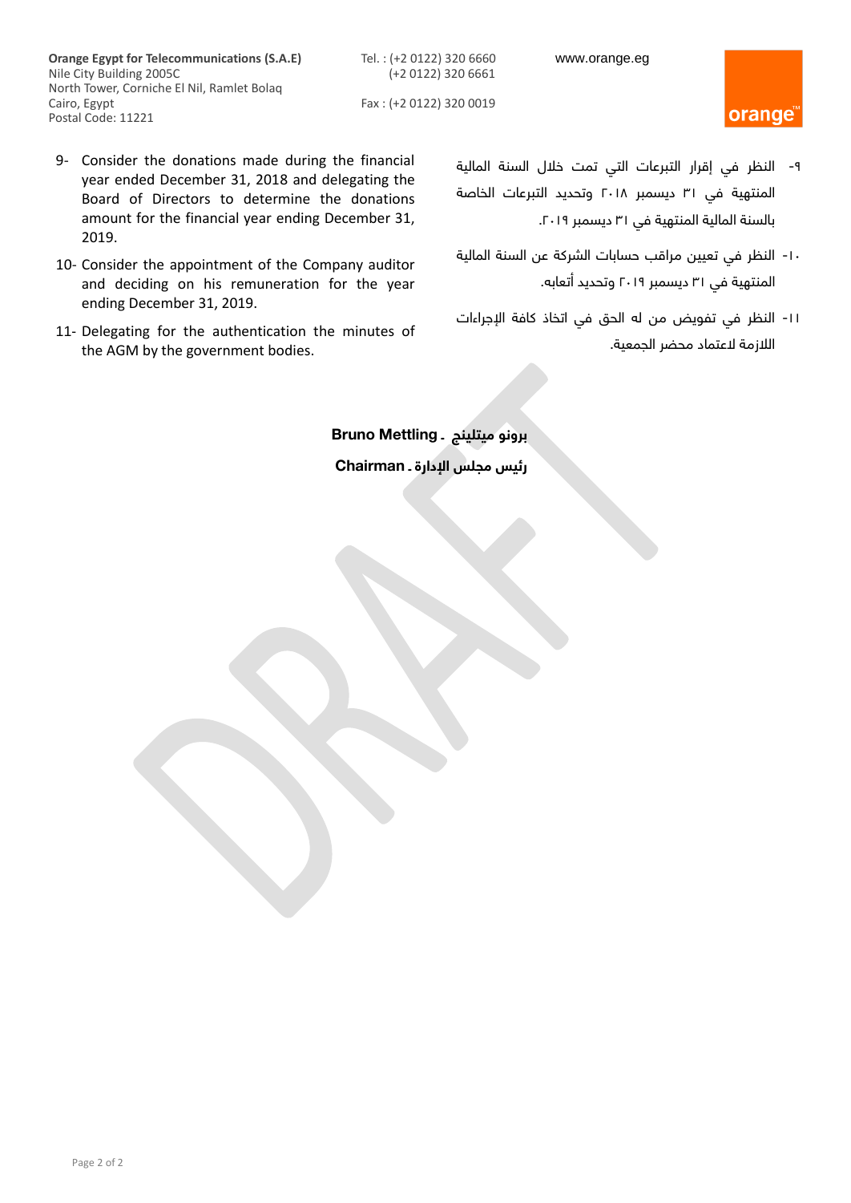9- Consider the donations made during the financial year ended December 31, 2018 and delegating the Board of Directors to determine the donations amount for the financial year ending December 31, 2019.

10- Consider the appointment of the Company auditor and deciding on his remuneration for the year ending December 31, 2019.

11- Delegating for the authentication the minutes of the AGM by the government bodies.

٩- النظر في إقرار التبرعات التي تمت خلال السنة المالية المنتهية في ٣١ ديسمبر ٢٠١٨ وتحديد التبرعات الخاصة بالسنة المالية المنتهية في ٣١ ديسمبر ٢٠١٩.

١٠- النظر في تعيين مراقب حسابات الشركة عن السنة المالية المنتهية في ٣١ ديسمبر ٢٠١٩ وتحديد أتعابه.

١١- النظر في تفويض من له الحق في اتخاذ كافة الإجراءات اللازمة لاعتماد محضر الجمعية.

**Bruno Mettling ـ برونو ميتلينج**

**Chairman ـ رئيس مجلس الإدارة**